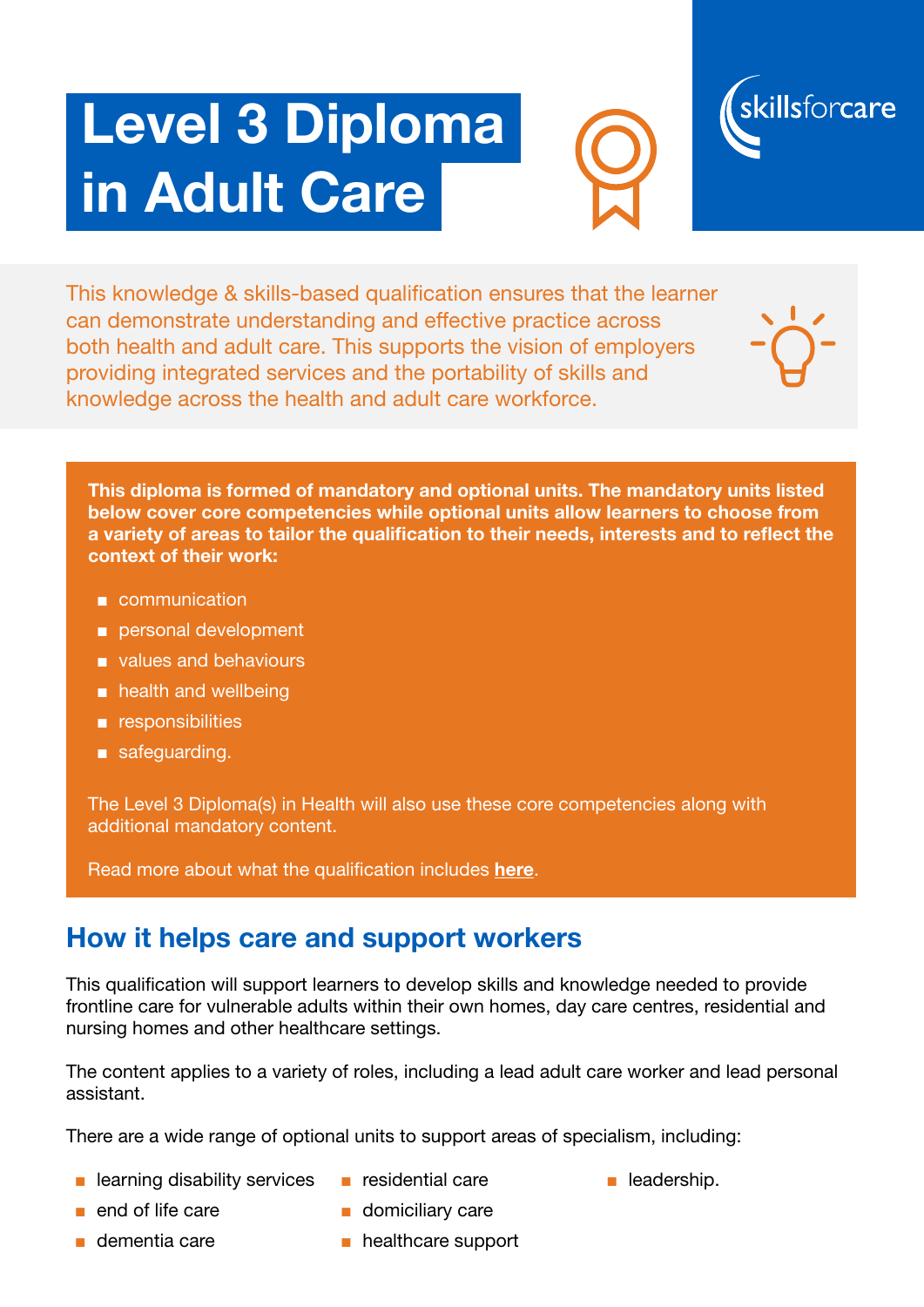# Level 3 Diploma in Adult Care

skillsforcare

This knowledge & skills-based qualification ensures that the learner can demonstrate understanding and effective practice across both health and adult care. This supports the vision of employers providing integrated services and the portability of skills and knowledge across the health and adult care workforce.

**This diploma is formed of mandatory and optional units. The mandatory units listed below cover core competencies while optional units allow learners to choose from a variety of areas to tailor the qualification to their needs, interests and to reflect the context of their work:**

- communication
- personal development
- values and behaviours
- health and wellbeing
- responsibilities
- safeguarding.

The Level 3 Diploma(s) in Health will also use these core competencies along with additional mandatory content.

Read more about what the qualification includes **here**.

## How it helps care and support workers

This qualification will support learners to develop skills and knowledge needed to provide frontline care for vulnerable adults within their own homes, day care centres, residential and nursing homes and other healthcare settings.

The content applies to a variety of roles, including a lead adult care worker and lead personal assistant.

There are a wide range of optional units to support areas of specialism, including:

- learning disability services
- end of life care
- dementia care
- residential care
- domiciliary care
- healthcare support
- leadership.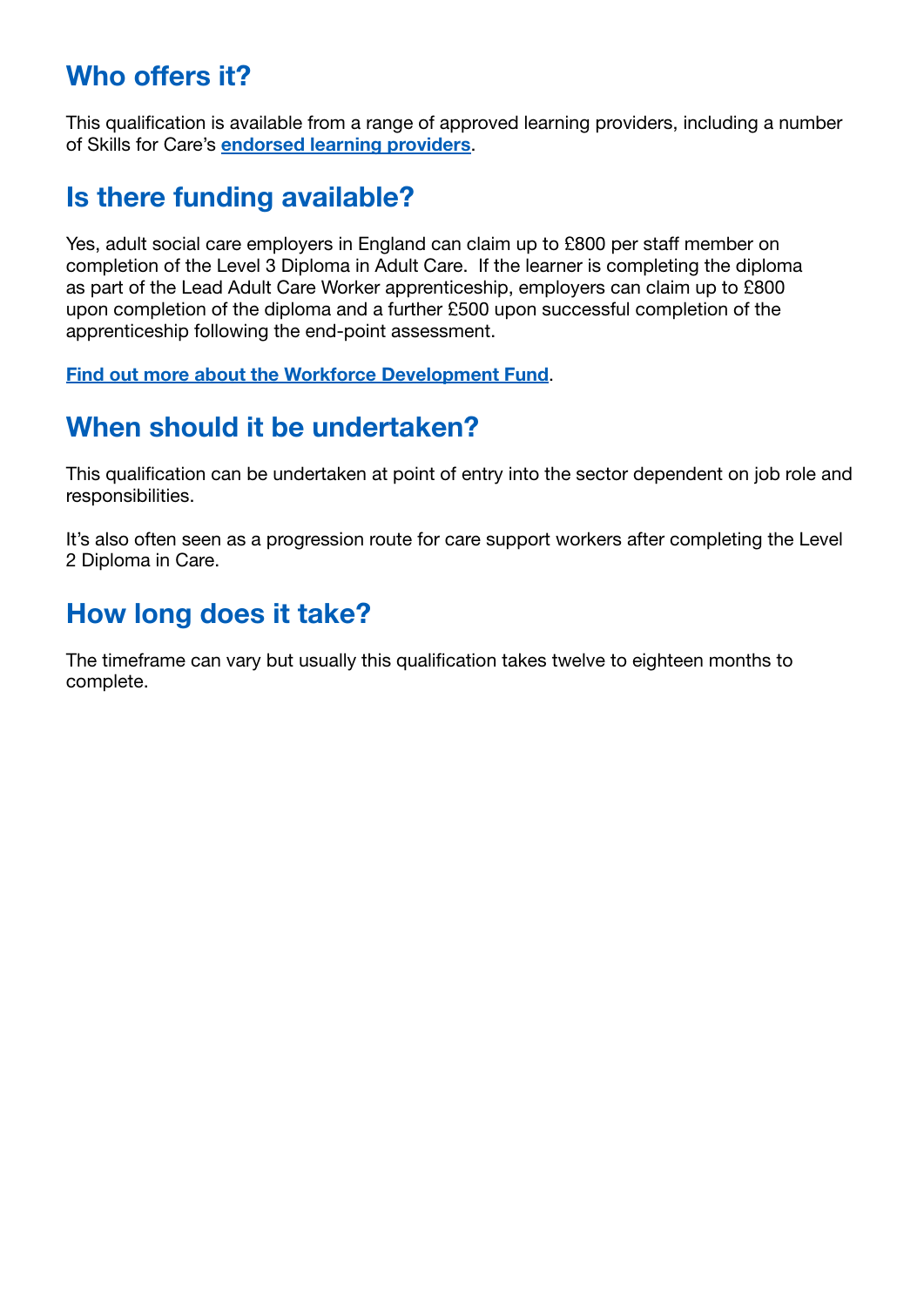## Who offers it?

This qualification is available from a range of approved learning providers, including a number of Skills for Care's **endorsed learning providers**.

## Is there funding available?

Yes, adult social care employers in England can claim up to £800 per staff member on completion of the Level 3 Diploma in Adult Care. If the learner is completing the diploma as part of the Lead Adult Care Worker apprenticeship, employers can claim up to £800 upon completion of the diploma and a further £500 upon successful completion of the apprenticeship following the end-point assessment.

**Find out more about the Workforce Development Fund**.

## When should it be undertaken?

This qualification can be undertaken at point of entry into the sector dependent on job role and responsibilities.

It's also often seen as a progression route for care support workers after completing the Level 2 Diploma in Care.

## How long does it take?

The timeframe can vary but usually this qualification takes twelve to eighteen months to complete.